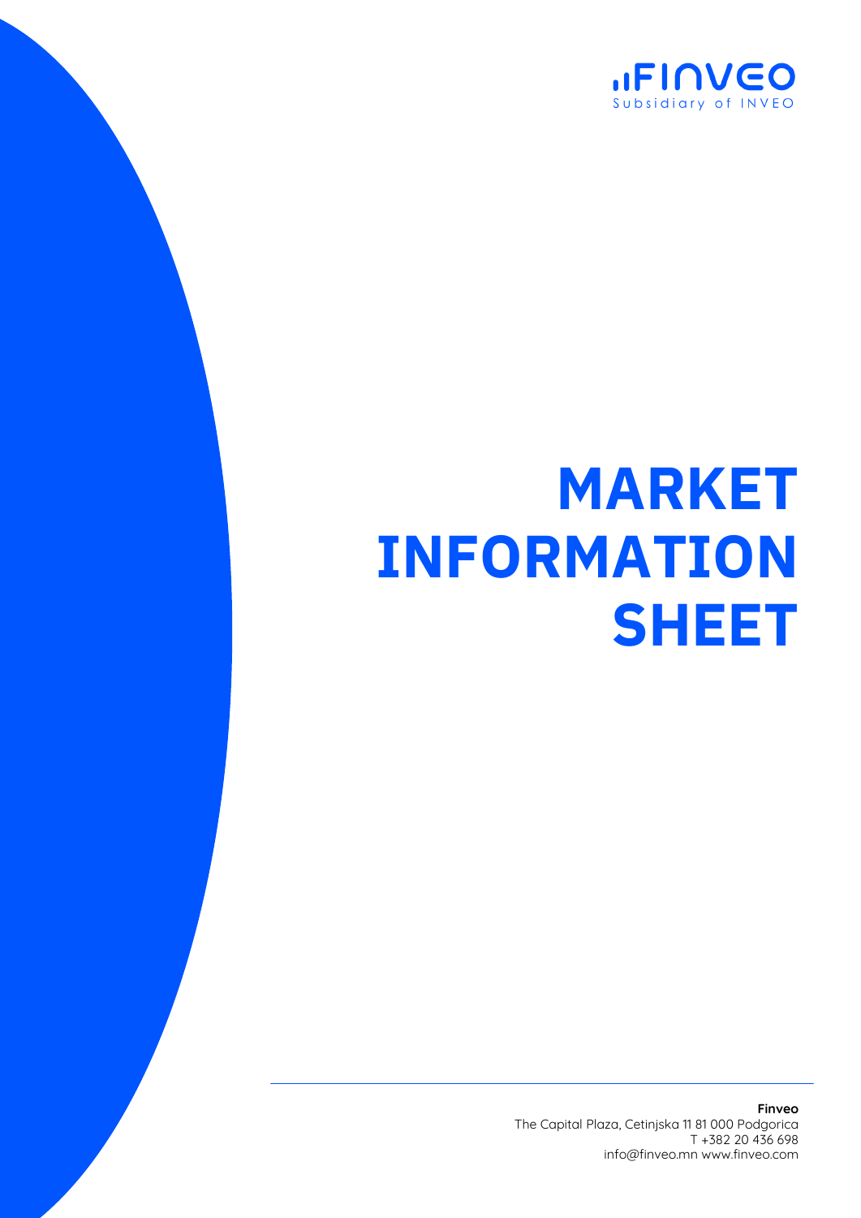FINVEO

Subsidiary of INVEO

# MARKET INFORMATION SHEET

**Finveo**
The Capital Plaza, Cetinjska 11 81 000 Podgorica
T +382 20 436 698
info@finveo.mn www.finveo.com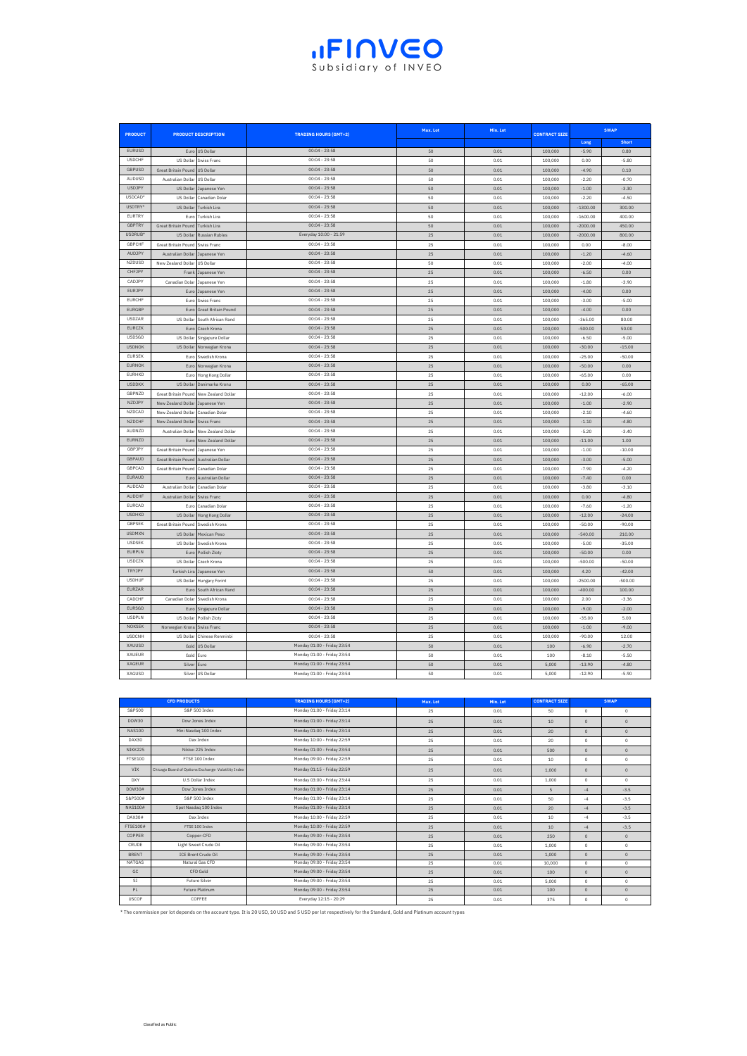# FINVEO

Subsidiary of INVEO

| PRODUCT | PRODUCT DESCRIPTION | | TRADING HOURS (GMT+2) | Max. Lot | Min. Lot | CONTRACT SIZE | SWAP | |
|---|---|---|---|---|---|---|---|---|
| | | | | | | | Long | Short |
| EURUSD | Euro | US Dollar | 00:04 - 23:58 | 50 | 0.01 | 100,000 | -5.90 | 0.80 |
| USDCHF | US Dollar | Swiss Franc | 00:04 - 23:58 | 50 | 0.01 | 100,000 | 0.00 | -5.80 |
| GBPUSD | Great Britain Pound | US Dollar | 00:04 - 23:58 | 50 | 0.01 | 100,000 | -4.90 | 0.10 |
| AUDUSD | Australian Dollar | US Dollar | 00:04 - 23:58 | 50 | 0.01 | 100,000 | -2.20 | -0.70 |
| USDJPY | US Dollar | Japanese Yen | 00:04 - 23:58 | 50 | 0.01 | 100,000 | -1.00 | -3.30 |
| USDCAD* | US Dollar | Canadian Dollar | 00:04 - 23:58 | 50 | 0.01 | 100,000 | -2.20 | -4.50 |
| USDTRY* | US Dollar | Turkish Lira | 00:04 - 23:58 | 50 | 0.01 | 100,000 | -1300.00 | 300.00 |
| EURTRY | Euro | Turkish Lira | 00:04 - 23:58 | 50 | 0.01 | 100,000 | -1600.00 | 400.00 |
| GBPTRY | Great Britain Pound | Turkish Lira | 00:04 - 23:58 | 50 | 0.01 | 100,000 | -2000.00 | 450.00 |
| USDRUB* | US Dollar | Russian Rubles | Everyday 10:00 - 21:59 | 25 | 0.01 | 100,000 | -2000.00 | 800.00 |
| GBPCHF | Great Britain Pound | Swiss Franc | 00:04 - 23:58 | 25 | 0.01 | 100,000 | 0.00 | -8.00 |
| AUDJPY | Australian Dollar | Japanese Yen | 00:04 - 23:58 | 25 | 0.01 | 100,000 | -1.20 | -4.60 |
| NZDUSD | New Zealand Dollar | US Dollar | 00:04 - 23:58 | 50 | 0.01 | 100,000 | -2.00 | -4.00 |
| CHFJPY | Frank | Japanese Yen | 00:04 - 23:58 | 25 | 0.01 | 100,000 | -6.50 | 0.00 |
| CADJPY | Canadian Dolar | Japanese Yen | 00:04 - 23:58 | 25 | 0.01 | 100,000 | -1.80 | -3.90 |
| EURJPY | Euro | Japanese Yen | 00:04 - 23:58 | 25 | 0.01 | 100,000 | -6.00 | 0.00 |
| EURCHF | Euro | Swiss Franc | 00:04 - 23:58 | 25 | 0.01 | 100,000 | -3.00 | -5.00 |
| EURGBP | Euro | Great Britain Pound | 00:04 - 23:58 | 25 | 0.01 | 100,000 | -6.00 | 0.00 |
| USDZAR | US Dollar | South African Rand | 00:04 - 23:58 | 25 | 0.01 | 100,000 | -365.00 | 80.00 |
| EURCZK | Euro | Czech Krona | 00:04 - 23:58 | 25 | 0.01 | 100,000 | -500.00 | 50.00 |
| USDSGD | US Dollar | Singapure Dollar | 00:04 - 23:58 | 25 | 0.01 | 100,000 | -6.50 | -5.00 |
| USDNOK | US Dollar | Norwegian Krona | 00:04 - 23:58 | 25 | 0.01 | 100,000 | -30.00 | -15.00 |
| EURSEK | Euro | Swedish Krona | 00:04 - 23:58 | 25 | 0.01 | 100,000 | -25.00 | -50.00 |
| EURNOK | Euro | Norwegian Krona | 00:04 - 23:58 | 25 | 0.01 | 100,000 | -50.00 | 0.00 |
| EURHKD | Euro | Hong Kong Dollar | 00:04 - 23:58 | 25 | 0.01 | 100,000 | -65.00 | 0.00 |
| USDDKK | US Dollar | Danimarka Kronu | 00:04 - 23:58 | 25 | 0.01 | 100,000 | 0.00 | -65.00 |
| GBPNZD | Great Britain Pound | New Zealand Dollar | 00:04 - 23:58 | 25 | 0.01 | 100,000 | -12.00 | -6.00 |
| NZDJPY | New Zealand Dollar | Japanese Yen | 00:04 - 23:58 | 25 | 0.01 | 100,000 | -1.00 | -2.90 |
| NZDCAD | New Zealand Dollar | Canadian Dolar | 00:04 - 23:58 | 25 | 0.01 | 100,000 | -2.10 | -4.60 |
| NZDCHF | New Zealand Dollar | Swiss Franc | 00:04 - 23:58 | 25 | 0.01 | 100,000 | -1.10 | -4.80 |
| AUDNZD | Australian Dollar | New Zealand Dollar | 00:04 - 23:58 | 25 | 0.01 | 100,000 | -5.20 | -3.40 |
| EURNZD | Euro | New Zealand Dollar | 00:04 - 23:58 | 25 | 0.01 | 100,000 | -13.00 | 1.00 |
| GBPJPY | Great Britain Pound | Japanese Yen | 00:04 - 23:58 | 25 | 0.01 | 100,000 | -1.00 | -10.00 |
| GBPAUD | Great Britain Pound | Australian Dollar | 00:04 - 23:58 | 25 | 0.01 | 100,000 | -3.00 | -5.00 |
| GBPCAD | Great Britain Pound | Canadian Dolar | 00:04 - 23:58 | 25 | 0.01 | 100,000 | -7.90 | -4.20 |
| EURAUD | Euro | Australian Dollar | 00:04 - 23:58 | 25 | 0.01 | 100,000 | -7.40 | 0.00 |
| AUDCAD | Australian Dollar | Canadian Dolar | 00:04 - 23:58 | 25 | 0.01 | 100,000 | -3.80 | -3.10 |
| AUDCHF | Australian Dollar | Swiss Franc | 00:04 - 23:58 | 25 | 0.01 | 100,000 | 0.00 | -4.80 |
| EURCAD | Euro | Canadian Dolar | 00:04 - 23:58 | 25 | 0.01 | 100,000 | -7.60 | -1.20 |
| USDHKD | US Dollar | Hong Kong Dollar | 00:04 - 23:58 | 25 | 0.01 | 100,000 | -12.00 | -24.00 |
| GBPSEK | Great Britain Pound | Swedish Krona | 00:04 - 23:58 | 25 | 0.01 | 100,000 | -50.00 | -90.00 |
| USDMXN | US Dollar | Mexican Peso | 00:04 - 23:58 | 25 | 0.01 | 100,000 | -540.00 | 210.00 |
| USDSEK | US Dollar | Swedish Krona | 00:04 - 23:58 | 25 | 0.01 | 100,000 | -5.00 | -35.00 |
| EURPLN | Euro | Pollish Zloty | 00:04 - 23:58 | 25 | 0.01 | 100,000 | -50.00 | 0.00 |
| USDCZK | US Dollar | Czech Krona | 00:04 - 23:58 | 25 | 0.01 | 100,000 | -500.00 | -50.00 |
| TRYJPY | Turkish Lira | Japanese Yen | 00:04 - 23:58 | 50 | 0.01 | 100,000 | 4.20 | -42.00 |
| USDHUF | US Dollar | Hungary Forint | 00:04 - 23:58 | 25 | 0.01 | 100,000 | -2500.00 | -500.00 |
| EURZAR | Euro | South African Rand | 00:04 - 23:58 | 25 | 0.01 | 100,000 | -400.00 | 100.00 |
| CADCHF | Canadian Dolar | Swedish Krona | 00:04 - 23:58 | 25 | 0.01 | 100,000 | 2.00 | -3.36 |
| EURSGD | Euro | Singapure Dollar | 00:04 - 23:58 | 25 | 0.01 | 100,000 | -9.00 | -2.00 |
| USDPLN | US Dollar | Pollish Zloty | 00:04 - 23:58 | 25 | 0.01 | 100,000 | -35.00 | 5.00 |
| NOKSEK | Norwegian Krona | Swiss Franc | 00:04 - 23:58 | 25 | 0.01 | 100,000 | -1.00 | -9.00 |
| USDCNH | US Dollar | Chinese Renminbi | 00:04 - 23:58 | 25 | 0.01 | 100,000 | -90.00 | 12.00 |
| XAUUSD | Gold | US Dollar | Monday 01:00 - Friday 23:54 | 50 | 0.01 | 100 | -6.90 | -2.70 |
| XAUEUR | Gold | Euro | Monday 01:00 - Friday 23:54 | 50 | 0.01 | 100 | -8.10 | -5.50 |
| XAGEUR | Silver | Euro | Monday 01:00 - Friday 23:54 | 50 | 0.01 | 5,000 | -13.90 | -4.80 |
| XAGUSD | Silver | US Dollar | Monday 01:00 - Friday 23:54 | 50 | 0.01 | 5,000 | -12.90 | -5.90 |

| CFD PRODUCTS | | TRADING HOURS (GMT+2) | Max. Lot | Min. Lot | CONTRACT SIZE | SWAP | |
|---|---|---|---|---|---|---|---|
| S&P500 | S&P 500 Index | Monday 01:00 - Friday 23:14 | 25 | 0.01 | 50 | 0 | 0 |
| DOW30 | Dow Jones Index | Monday 01:00 - Friday 23:14 | 25 | 0.01 | 10 | 0 | 0 |
| NAS100 | Mini Nasdaq 100 Index | Monday 01:00 - Friday 23:14 | 25 | 0.01 | 20 | 0 | 0 |
| DAX30 | Dax Index | Monday 10:00 - Friday 22:59 | 25 | 0.01 | 20 | 0 | 0 |
| NIKK225 | Nikkei 225 Index | Monday 01:00 - Friday 23:54 | 25 | 0.01 | 500 | 0 | 0 |
| FTSE100 | FTSE 100 Index | Monday 09:00 - Friday 22:59 | 25 | 0.01 | 10 | 0 | 0 |
| VIX | Chicago Board of Options Exchange Volatility Index | Monday 01:15 - Friday 22:59 | 25 | 0.01 | 1,000 | 0 | 0 |
| DXY | U.S Dollar Index | Monday 03:00 - Friday 23:44 | 25 | 0.01 | 1,000 | 0 | 0 |
| DOW30# | Dow Jones Index | Monday 01:00 - Friday 23:14 | 25 | 0.01 | 5 | -4 | -3.5 |
| S&P500# | S&P 500 Index | Monday 01:00 - Friday 23:14 | 25 | 0.01 | 50 | -4 | -3.5 |
| NAS100# | Spot Nasdaq 100 Index | Monday 01:00 - Friday 23:14 | 25 | 0.01 | 20 | -4 | -3.5 |
| DAX30# | Dax Index | Monday 10:00 - Friday 22:59 | 25 | 0.01 | 10 | -4 | -3.5 |
| FTSE100# | FTSE 100 Index | Monday 10:00 - Friday 22:59 | 25 | 0.01 | 10 | -4 | -3.5 |
| COPPER | Copper-CFD | Monday 09:00 - Friday 23:54 | 25 | 0.01 | 250 | 0 | 0 |
| CRUDE | Light Sweet Crude Oil | Monday 09:00 - Friday 23:54 | 25 | 0.01 | 1,000 | 0 | 0 |
| BRENT | ICE Brent Crude Oil | Monday 09:00 - Friday 23:54 | 25 | 0.01 | 1,000 | 0 | 0 |
| NATGAS | Natural Gas CFD | Monday 09:00 - Friday 23:54 | 25 | 0.01 | 10,000 | 0 | 0 |
| GC | CFD Gold | Monday 09:00 - Friday 23:54 | 25 | 0.01 | 100 | 0 | 0 |
| SI | Future Silver | Monday 09:00 - Friday 23:54 | 25 | 0.01 | 5,000 | 0 | 0 |
| PL | Future Platinum | Monday 09:00 - Friday 23:54 | 25 | 0.01 | 100 | 0 | 0 |
| USCOF | COFFEE | Everyday 12:15 - 20:29 | 25 | 0.01 | 375 | 0 | 0 |

* The commission per lot depends on the account type. It is 20 USD, 10 USD and 5 USD per lot respectively for the Standard, Gold and Platinum account types

Classified as Public